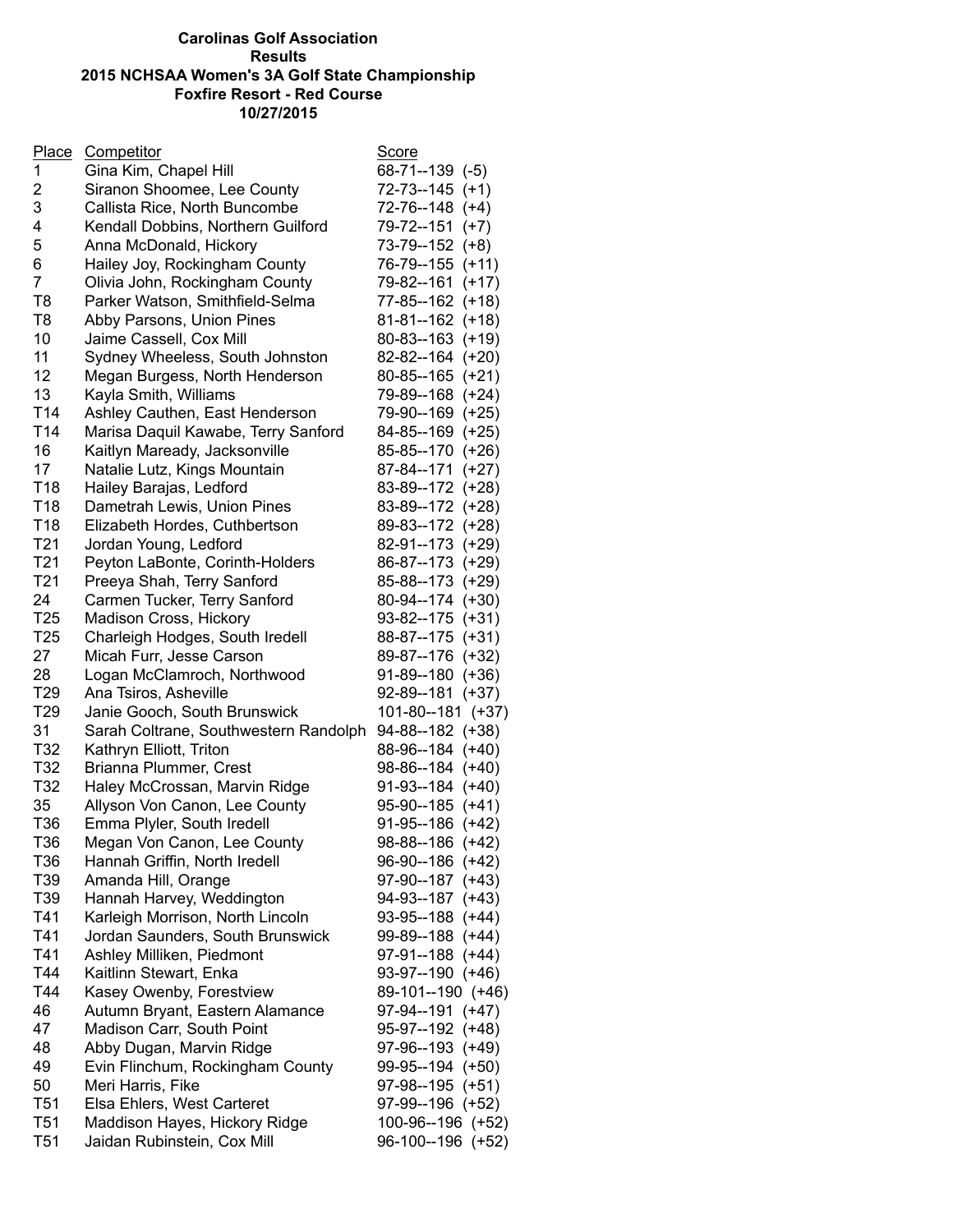**Carolinas Golf Association**
**Results**
**2015 NCHSAA Women's 3A Golf State Championship**
**Foxfire Resort - Red Course**
**10/27/2015**

| Place | Competitor | Score |
|---|---|---|
| 1 | Gina Kim, Chapel Hill | 68-71--139 (-5) |
| 2 | Siranon Shoomee, Lee County | 72-73--145 (+1) |
| 3 | Callista Rice, North Buncombe | 72-76--148 (+4) |
| 4 | Kendall Dobbins, Northern Guilford | 79-72--151 (+7) |
| 5 | Anna McDonald, Hickory | 73-79--152 (+8) |
| 6 | Hailey Joy, Rockingham County | 76-79--155 (+11) |
| 7 | Olivia John, Rockingham County | 79-82--161 (+17) |
| T8 | Parker Watson, Smithfield-Selma | 77-85--162 (+18) |
| T8 | Abby Parsons, Union Pines | 81-81--162 (+18) |
| 10 | Jaime Cassell, Cox Mill | 80-83--163 (+19) |
| 11 | Sydney Wheeless, South Johnston | 82-82--164 (+20) |
| 12 | Megan Burgess, North Henderson | 80-85--165 (+21) |
| 13 | Kayla Smith, Williams | 79-89--168 (+24) |
| T14 | Ashley Cauthen, East Henderson | 79-90--169 (+25) |
| T14 | Marisa Daquil Kawabe, Terry Sanford | 84-85--169 (+25) |
| 16 | Kaitlyn Maready, Jacksonville | 85-85--170 (+26) |
| 17 | Natalie Lutz, Kings Mountain | 87-84--171 (+27) |
| T18 | Hailey Barajas, Ledford | 83-89--172 (+28) |
| T18 | Dametrah Lewis, Union Pines | 83-89--172 (+28) |
| T18 | Elizabeth Hordes, Cuthbertson | 89-83--172 (+28) |
| T21 | Jordan Young, Ledford | 82-91--173 (+29) |
| T21 | Peyton LaBonte, Corinth-Holders | 86-87--173 (+29) |
| T21 | Preeya Shah, Terry Sanford | 85-88--173 (+29) |
| 24 | Carmen Tucker, Terry Sanford | 80-94--174 (+30) |
| T25 | Madison Cross, Hickory | 93-82--175 (+31) |
| T25 | Charleigh Hodges, South Iredell | 88-87--175 (+31) |
| 27 | Micah Furr, Jesse Carson | 89-87--176 (+32) |
| 28 | Logan McClamroch, Northwood | 91-89--180 (+36) |
| T29 | Ana Tsiros, Asheville | 92-89--181 (+37) |
| T29 | Janie Gooch, South Brunswick | 101-80--181 (+37) |
| 31 | Sarah Coltrane, Southwestern Randolph | 94-88--182 (+38) |
| T32 | Kathryn Elliott, Triton | 88-96--184 (+40) |
| T32 | Brianna Plummer, Crest | 98-86--184 (+40) |
| T32 | Haley McCrossan, Marvin Ridge | 91-93--184 (+40) |
| 35 | Allyson Von Canon, Lee County | 95-90--185 (+41) |
| T36 | Emma Plyler, South Iredell | 91-95--186 (+42) |
| T36 | Megan Von Canon, Lee County | 98-88--186 (+42) |
| T36 | Hannah Griffin, North Iredell | 96-90--186 (+42) |
| T39 | Amanda Hill, Orange | 97-90--187 (+43) |
| T39 | Hannah Harvey, Weddington | 94-93--187 (+43) |
| T41 | Karleigh Morrison, North Lincoln | 93-95--188 (+44) |
| T41 | Jordan Saunders, South Brunswick | 99-89--188 (+44) |
| T41 | Ashley Milliken, Piedmont | 97-91--188 (+44) |
| T44 | Kaitlinn Stewart, Enka | 93-97--190 (+46) |
| T44 | Kasey Owenby, Forestview | 89-101--190 (+46) |
| 46 | Autumn Bryant, Eastern Alamance | 97-94--191 (+47) |
| 47 | Madison Carr, South Point | 95-97--192 (+48) |
| 48 | Abby Dugan, Marvin Ridge | 97-96--193 (+49) |
| 49 | Evin Flinchum, Rockingham County | 99-95--194 (+50) |
| 50 | Meri Harris, Fike | 97-98--195 (+51) |
| T51 | Elsa Ehlers, West Carteret | 97-99--196 (+52) |
| T51 | Maddison Hayes, Hickory Ridge | 100-96--196 (+52) |
| T51 | Jaidan Rubinstein, Cox Mill | 96-100--196 (+52) |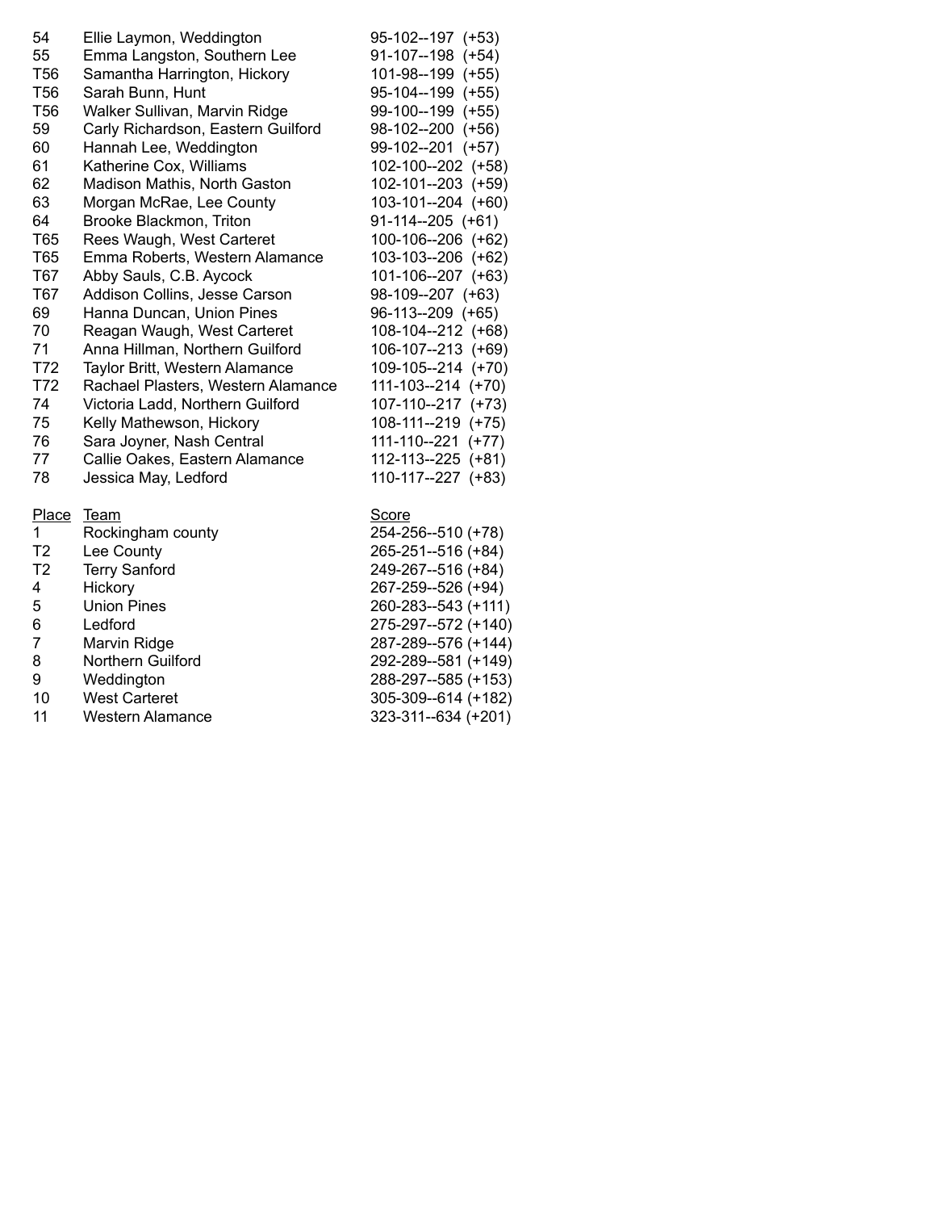| | | |
|---|---|---|
| 54 | Ellie Laymon, Weddington | 95-102--197 (+53) |
| 55 | Emma Langston, Southern Lee | 91-107--198 (+54) |
| T56 | Samantha Harrington, Hickory | 101-98--199 (+55) |
| T56 | Sarah Bunn, Hunt | 95-104--199 (+55) |
| T56 | Walker Sullivan, Marvin Ridge | 99-100--199 (+55) |
| 59 | Carly Richardson, Eastern Guilford | 98-102--200 (+56) |
| 60 | Hannah Lee, Weddington | 99-102--201 (+57) |
| 61 | Katherine Cox, Williams | 102-100--202 (+58) |
| 62 | Madison Mathis, North Gaston | 102-101--203 (+59) |
| 63 | Morgan McRae, Lee County | 103-101--204 (+60) |
| 64 | Brooke Blackmon, Triton | 91-114--205 (+61) |
| T65 | Rees Waugh, West Carteret | 100-106--206 (+62) |
| T65 | Emma Roberts, Western Alamance | 103-103--206 (+62) |
| T67 | Abby Sauls, C.B. Aycock | 101-106--207 (+63) |
| T67 | Addison Collins, Jesse Carson | 98-109--207 (+63) |
| 69 | Hanna Duncan, Union Pines | 96-113--209 (+65) |
| 70 | Reagan Waugh, West Carteret | 108-104--212 (+68) |
| 71 | Anna Hillman, Northern Guilford | 106-107--213 (+69) |
| T72 | Taylor Britt, Western Alamance | 109-105--214 (+70) |
| T72 | Rachael Plasters, Western Alamance | 111-103--214 (+70) |
| 74 | Victoria Ladd, Northern Guilford | 107-110--217 (+73) |
| 75 | Kelly Mathewson, Hickory | 108-111--219 (+75) |
| 76 | Sara Joyner, Nash Central | 111-110--221 (+77) |
| 77 | Callie Oakes, Eastern Alamance | 112-113--225 (+81) |
| 78 | Jessica May, Ledford | 110-117--227 (+83) |

| Place | Team | Score |
|---|---|---|
| 1 | Rockingham county | 254-256--510 (+78) |
| T2 | Lee County | 265-251--516 (+84) |
| T2 | Terry Sanford | 249-267--516 (+84) |
| 4 | Hickory | 267-259--526 (+94) |
| 5 | Union Pines | 260-283--543 (+111) |
| 6 | Ledford | 275-297--572 (+140) |
| 7 | Marvin Ridge | 287-289--576 (+144) |
| 8 | Northern Guilford | 292-289--581 (+149) |
| 9 | Weddington | 288-297--585 (+153) |
| 10 | West Carteret | 305-309--614 (+182) |
| 11 | Western Alamance | 323-311--634 (+201) |